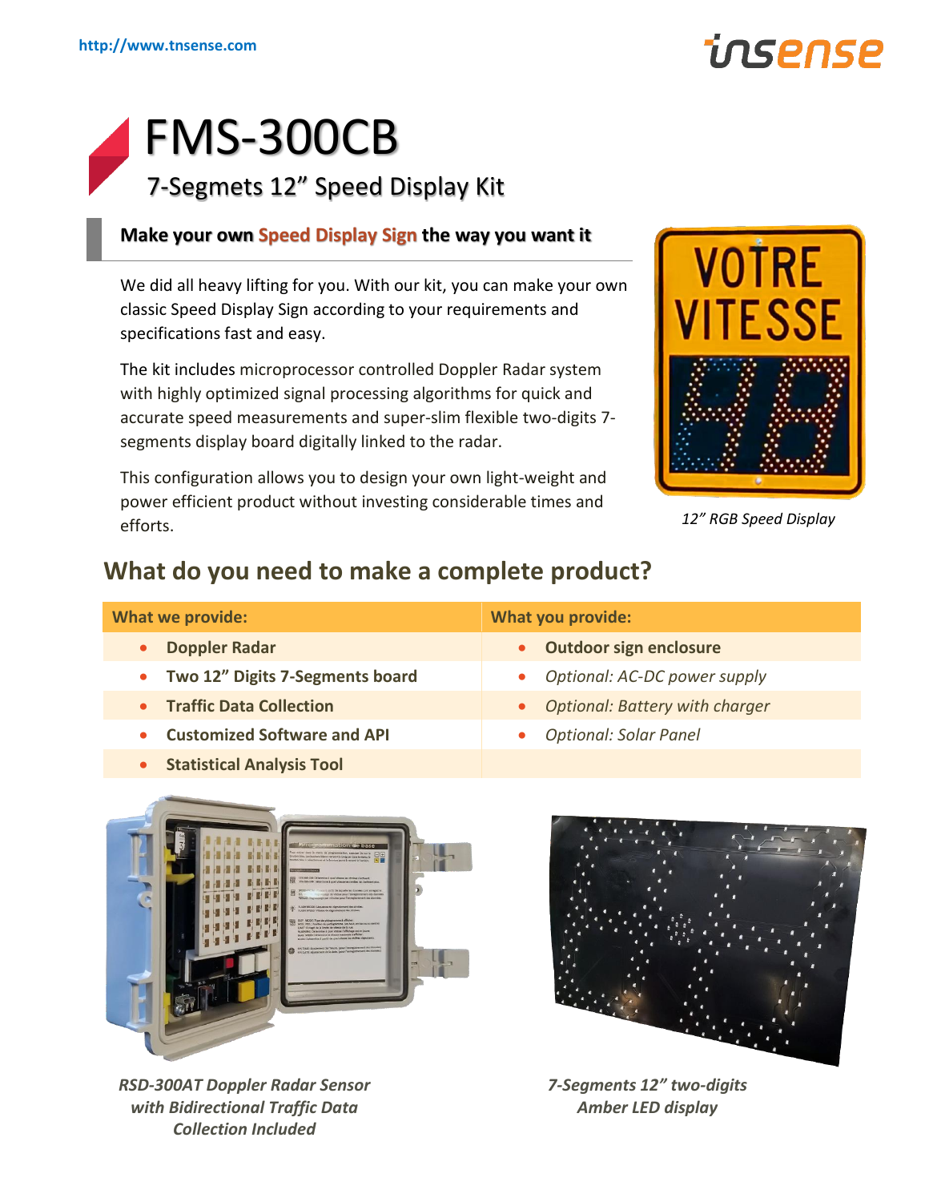http://www.tnsense.com

# FMS-300CB

## 7-Segmets 12" Speed Display Kit

### Make your own Speed Display Sign the way you want it

We did all heavy lifting for you. With our kit, you can make your own classic Speed Display Sign according to your requirements and specifications fast and easy.

The kit includes microprocessor controlled Doppler Radar system with highly optimized signal processing algorithms for quick and accurate speed measurements and super-slim flexible two-digits 7-segments display board digitally linked to the radar.

This configuration allows you to design your own light-weight and power efficient product without investing considerable times and efforts.

*12" RGB Speed Display*

## What do you need to make a complete product?

| What we provide: | What you provide: |
| --- | --- |
| • **Doppler Radar** | • **Outdoor sign enclosure** |
| • **Two 12" Digits 7-Segments board** | • *Optional: AC-DC power supply* |
| • **Traffic Data Collection** | • *Optional: Battery with charger* |
| • **Customized Software and API** | • *Optional: Solar Panel* |
| • **Statistical Analysis Tool** | |

***RSD-300AT Doppler Radar Sensor with Bidirectional Traffic Data Collection Included***

***7-Segments 12" two-digits Amber LED display***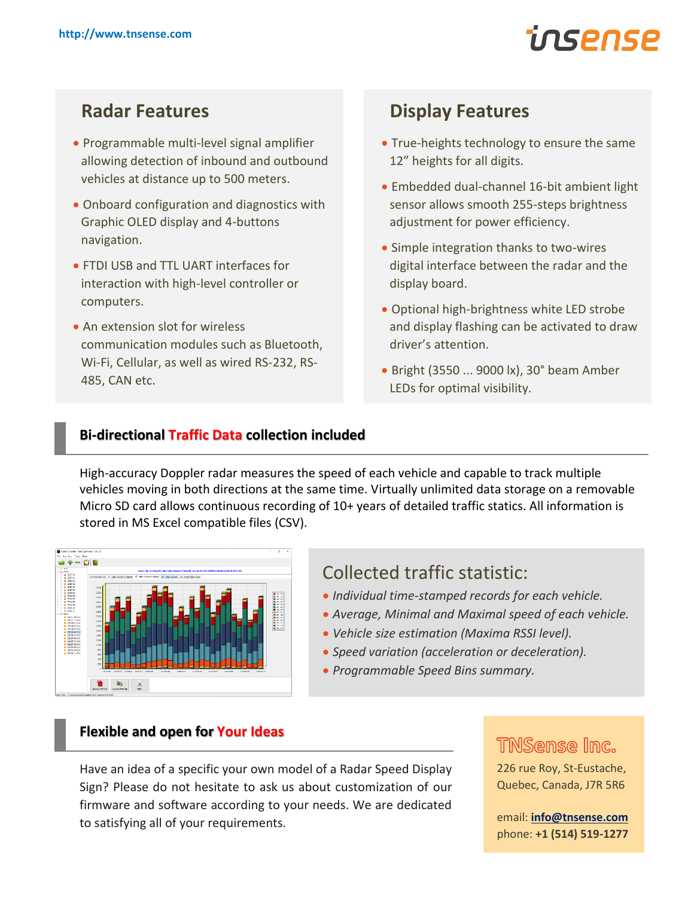## Radar Features

- Programmable multi-level signal amplifier allowing detection of inbound and outbound vehicles at distance up to 500 meters.
- Onboard configuration and diagnostics with Graphic OLED display and 4-buttons navigation.
- FTDI USB and TTL UART interfaces for interaction with high-level controller or computers.
- An extension slot for wireless communication modules such as Bluetooth, Wi-Fi, Cellular, as well as wired RS-232, RS-485, CAN etc.

## Display Features

- True-heights technology to ensure the same 12" heights for all digits.
- Embedded dual-channel 16-bit ambient light sensor allows smooth 255-steps brightness adjustment for power efficiency.
- Simple integration thanks to two-wires digital interface between the radar and the display board.
- Optional high-brightness white LED strobe and display flashing can be activated to draw driver's attention.
- Bright (3550 ... 9000 lx), 30° beam Amber LEDs for optimal visibility.

## Bi-directional Traffic Data collection included

High-accuracy Doppler radar measures the speed of each vehicle and capable to track multiple vehicles moving in both directions at the same time. Virtually unlimited data storage on a removable Micro SD card allows continuous recording of 10+ years of detailed traffic statics. All information is stored in MS Excel compatible files (CSV).

## Collected traffic statistic:

- *Individual time-stamped records for each vehicle.*
- *Average, Minimal and Maximal speed of each vehicle.*
- *Vehicle size estimation (Maxima RSSI level).*
- *Speed variation (acceleration or deceleration).*
- *Programmable Speed Bins summary.*

## Flexible and open for Your Ideas

Have an idea of a specific your own model of a Radar Speed Display Sign? Please do not hesitate to ask us about customization of our firmware and software according to your needs. We are dedicated to satisfying all of your requirements.

### TNSense Inc.

226 rue Roy, St-Eustache,
Quebec, Canada, J7R 5R6

email: **info@tnsense.com**
phone: **+1 (514) 519-1277**